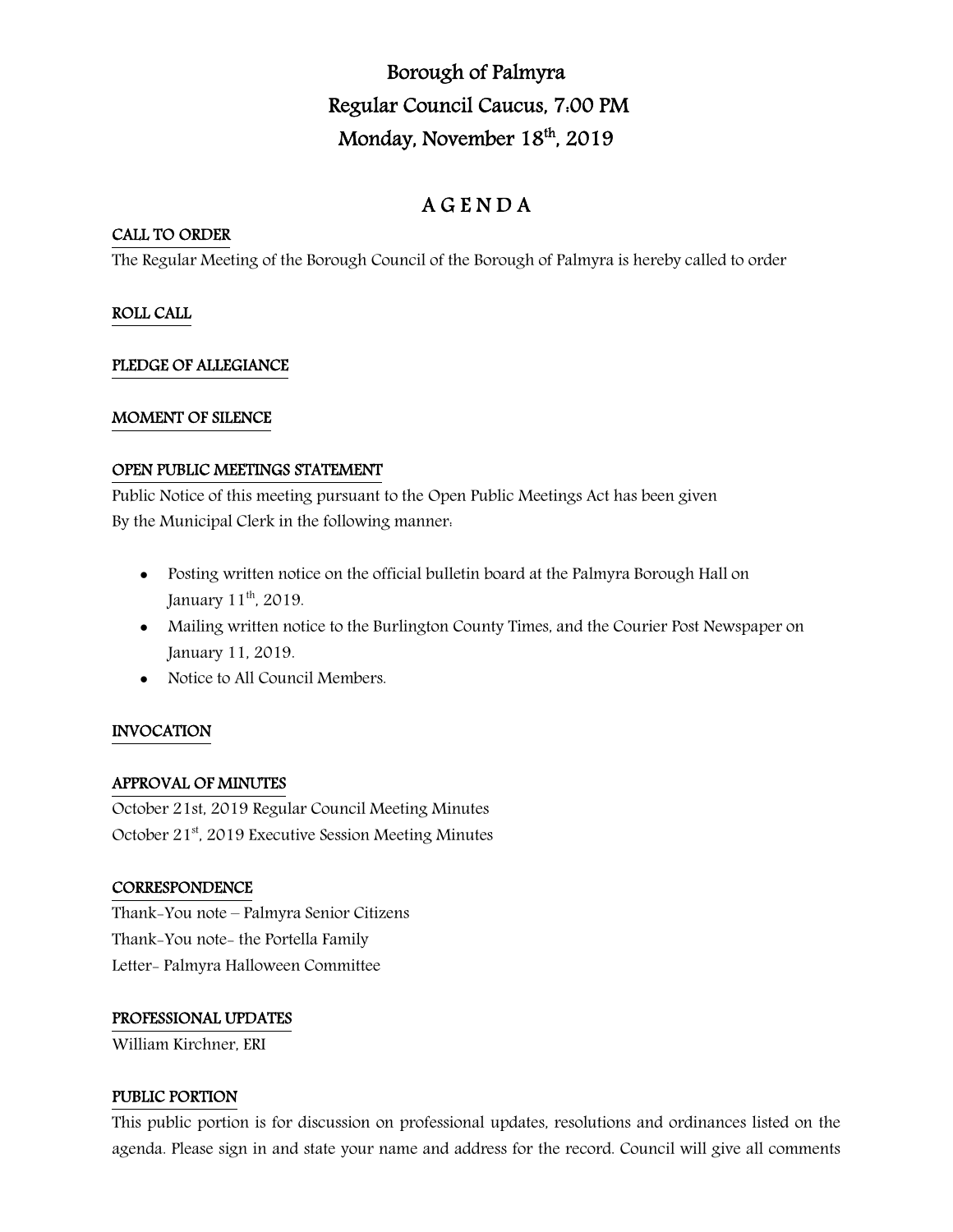# Borough of Palmyra
# Regular Council Caucus, 7:00 PM
# Monday, November 18th, 2019

## A G E N D A

**CALL TO ORDER**

The Regular Meeting of the Borough Council of the Borough of Palmyra is hereby called to order

**ROLL CALL**

**PLEDGE OF ALLEGIANCE**

**MOMENT OF SILENCE**

**OPEN PUBLIC MEETINGS STATEMENT**

Public Notice of this meeting pursuant to the Open Public Meetings Act has been given
By the Municipal Clerk in the following manner:

- Posting written notice on the official bulletin board at the Palmyra Borough Hall on January 11th, 2019.
- Mailing written notice to the Burlington County Times, and the Courier Post Newspaper on January 11, 2019.
- Notice to All Council Members.

**INVOCATION**

**APPROVAL OF MINUTES**

October 21st, 2019 Regular Council Meeting Minutes
October 21st, 2019 Executive Session Meeting Minutes

**CORRESPONDENCE**

Thank-You note – Palmyra Senior Citizens
Thank-You note- the Portella Family
Letter- Palmyra Halloween Committee

**PROFESSIONAL UPDATES**

William Kirchner, ERI

**PUBLIC PORTION**

This public portion is for discussion on professional updates, resolutions and ordinances listed on the agenda. Please sign in and state your name and address for the record. Council will give all comments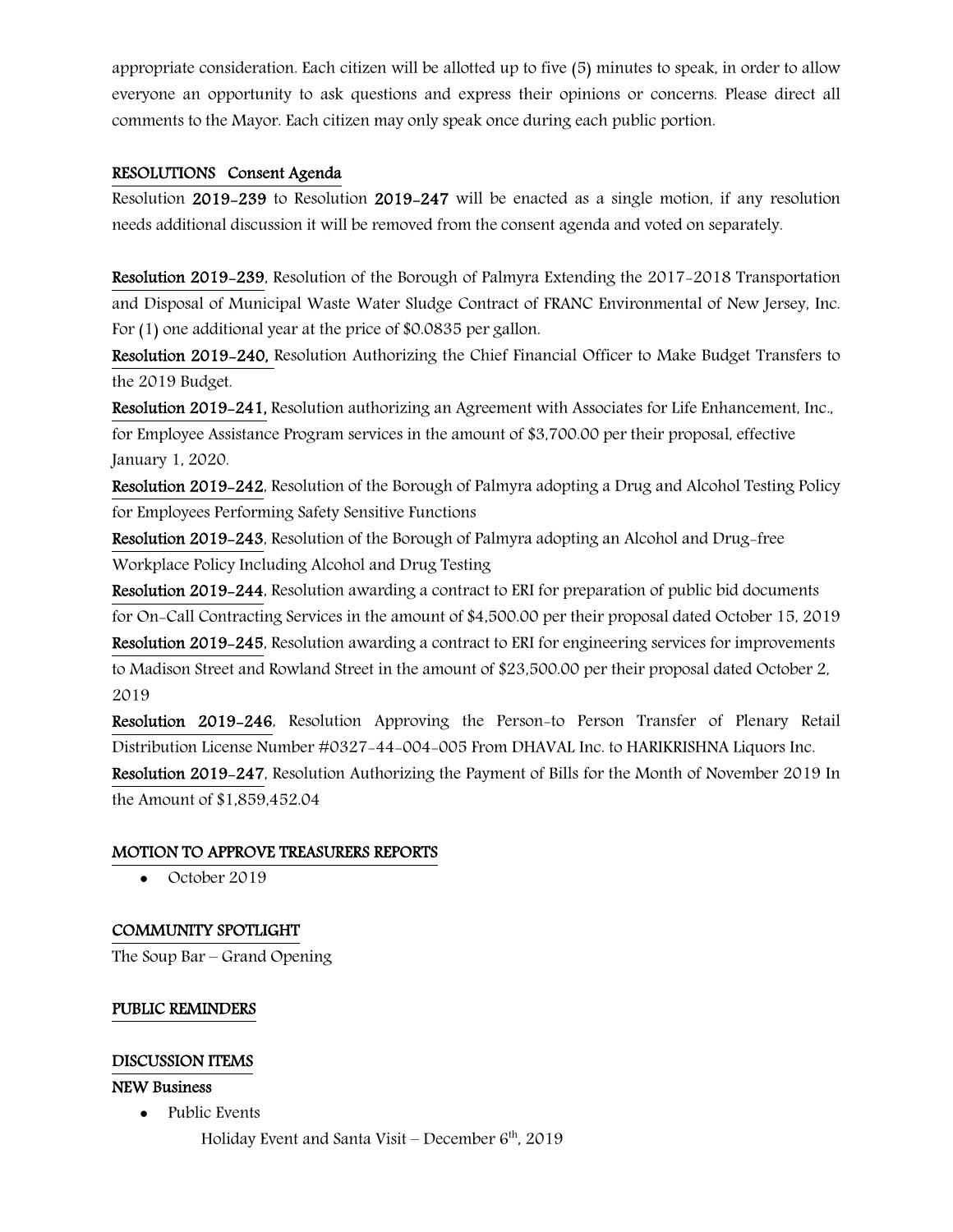appropriate consideration. Each citizen will be allotted up to five (5) minutes to speak, in order to allow everyone an opportunity to ask questions and express their opinions or concerns. Please direct all comments to the Mayor. Each citizen may only speak once during each public portion.

**RESOLUTIONS Consent Agenda**

Resolution **2019-239** to Resolution **2019-247** will be enacted as a single motion, if any resolution needs additional discussion it will be removed from the consent agenda and voted on separately.

**Resolution 2019-239**, Resolution of the Borough of Palmyra Extending the 2017-2018 Transportation and Disposal of Municipal Waste Water Sludge Contract of FRANC Environmental of New Jersey, Inc. For (1) one additional year at the price of $0.0835 per gallon.

**Resolution 2019-240,** Resolution Authorizing the Chief Financial Officer to Make Budget Transfers to the 2019 Budget.

**Resolution 2019-241,** Resolution authorizing an Agreement with Associates for Life Enhancement, Inc., for Employee Assistance Program services in the amount of $3,700.00 per their proposal, effective January 1, 2020.

**Resolution 2019-242**, Resolution of the Borough of Palmyra adopting a Drug and Alcohol Testing Policy for Employees Performing Safety Sensitive Functions

**Resolution 2019-243**, Resolution of the Borough of Palmyra adopting an Alcohol and Drug-free Workplace Policy Including Alcohol and Drug Testing

**Resolution 2019-244**, Resolution awarding a contract to ERI for preparation of public bid documents for On-Call Contracting Services in the amount of $4,500.00 per their proposal dated October 15, 2019

**Resolution 2019-245**, Resolution awarding a contract to ERI for engineering services for improvements to Madison Street and Rowland Street in the amount of $23,500.00 per their proposal dated October 2, 2019

**Resolution 2019-246**, Resolution Approving the Person-to Person Transfer of Plenary Retail Distribution License Number #0327-44-004-005 From DHAVAL Inc. to HARIKRISHNA Liquors Inc.

**Resolution 2019-247**, Resolution Authorizing the Payment of Bills for the Month of November 2019 In the Amount of $1,859,452.04

**MOTION TO APPROVE TREASURERS REPORTS**

- October 2019

**COMMUNITY SPOTLIGHT**

The Soup Bar – Grand Opening

**PUBLIC REMINDERS**

**DISCUSSION ITEMS**

**NEW Business**

- Public Events

  Holiday Event and Santa Visit – December 6th, 2019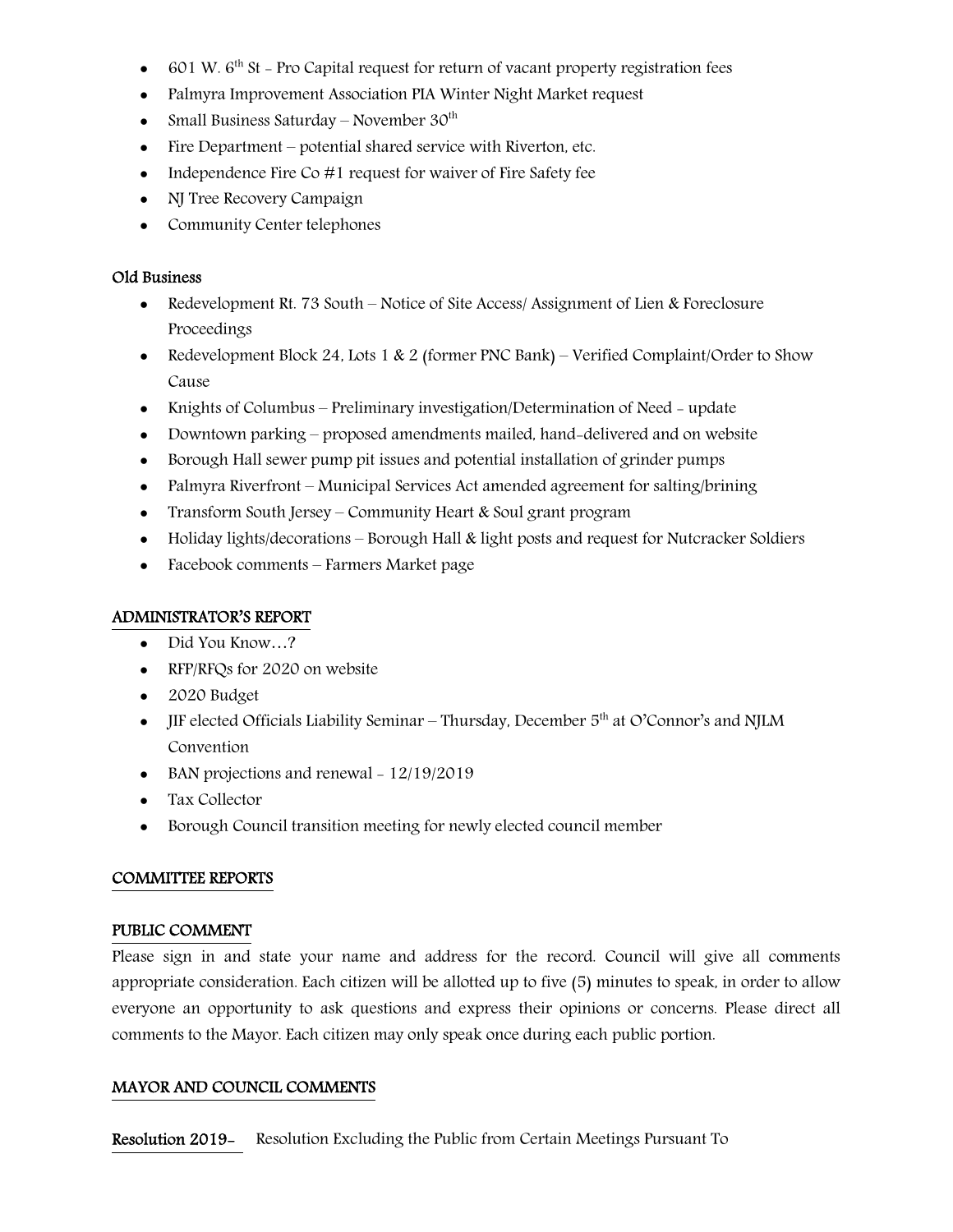- 601 W. 6th St - Pro Capital request for return of vacant property registration fees
- Palmyra Improvement Association PIA Winter Night Market request
- Small Business Saturday – November 30th
- Fire Department – potential shared service with Riverton, etc.
- Independence Fire Co #1 request for waiver of Fire Safety fee
- NJ Tree Recovery Campaign
- Community Center telephones

**Old Business**

- Redevelopment Rt. 73 South – Notice of Site Access/ Assignment of Lien & Foreclosure Proceedings
- Redevelopment Block 24, Lots 1 & 2 (former PNC Bank) – Verified Complaint/Order to Show Cause
- Knights of Columbus – Preliminary investigation/Determination of Need - update
- Downtown parking – proposed amendments mailed, hand-delivered and on website
- Borough Hall sewer pump pit issues and potential installation of grinder pumps
- Palmyra Riverfront – Municipal Services Act amended agreement for salting/brining
- Transform South Jersey – Community Heart & Soul grant program
- Holiday lights/decorations – Borough Hall & light posts and request for Nutcracker Soldiers
- Facebook comments – Farmers Market page

## ADMINISTRATOR'S REPORT

- Did You Know…?
- RFP/RFQs for 2020 on website
- 2020 Budget
- JIF elected Officials Liability Seminar – Thursday, December 5th at O'Connor's and NJLM Convention
- BAN projections and renewal - 12/19/2019
- Tax Collector
- Borough Council transition meeting for newly elected council member

## COMMITTEE REPORTS

## PUBLIC COMMENT

Please sign in and state your name and address for the record. Council will give all comments appropriate consideration. Each citizen will be allotted up to five (5) minutes to speak, in order to allow everyone an opportunity to ask questions and express their opinions or concerns. Please direct all comments to the Mayor. Each citizen may only speak once during each public portion.

## MAYOR AND COUNCIL COMMENTS

**Resolution 2019-** Resolution Excluding the Public from Certain Meetings Pursuant To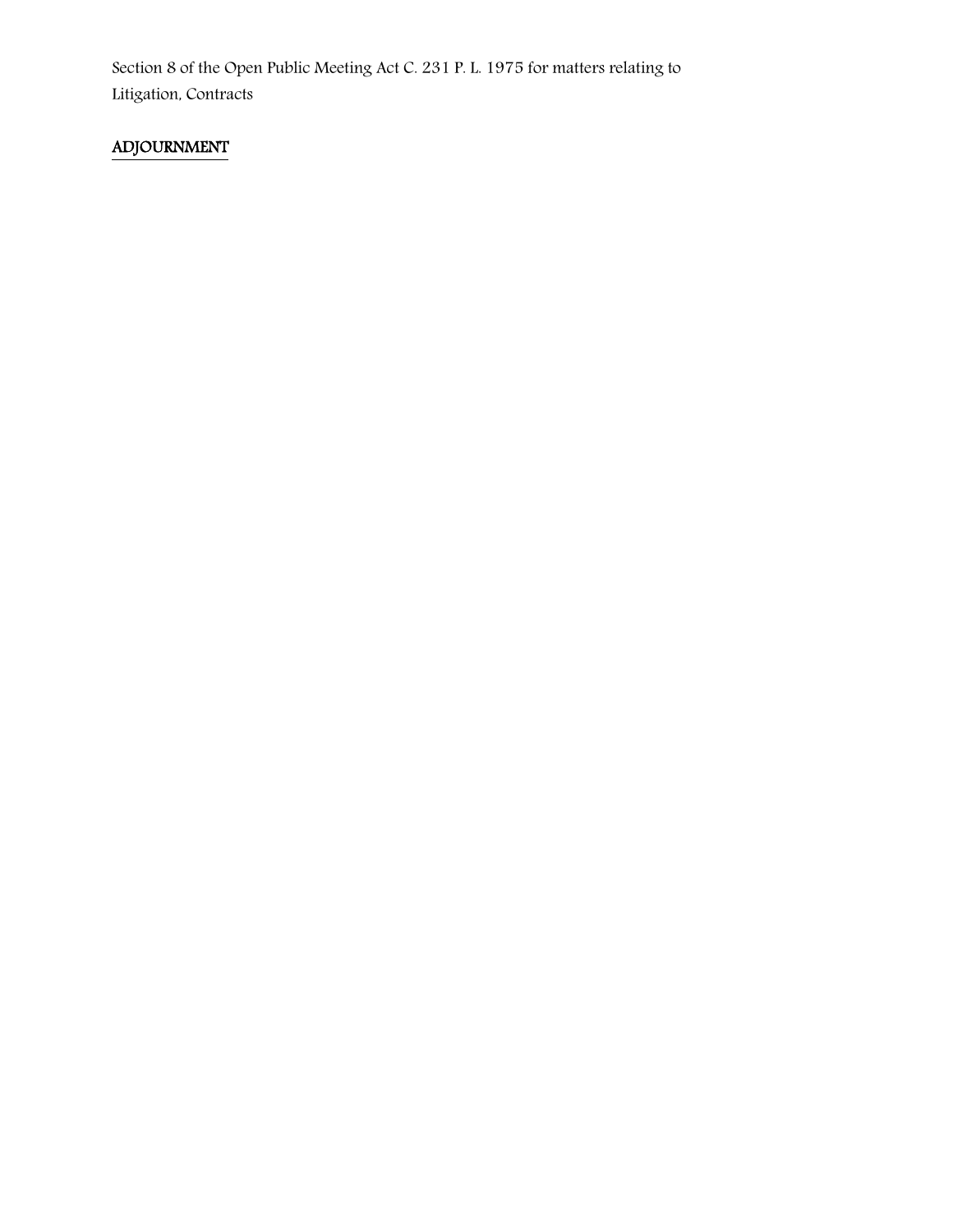Section 8 of the Open Public Meeting Act C. 231 P. L. 1975 for matters relating to Litigation, Contracts

## ADJOURNMENT